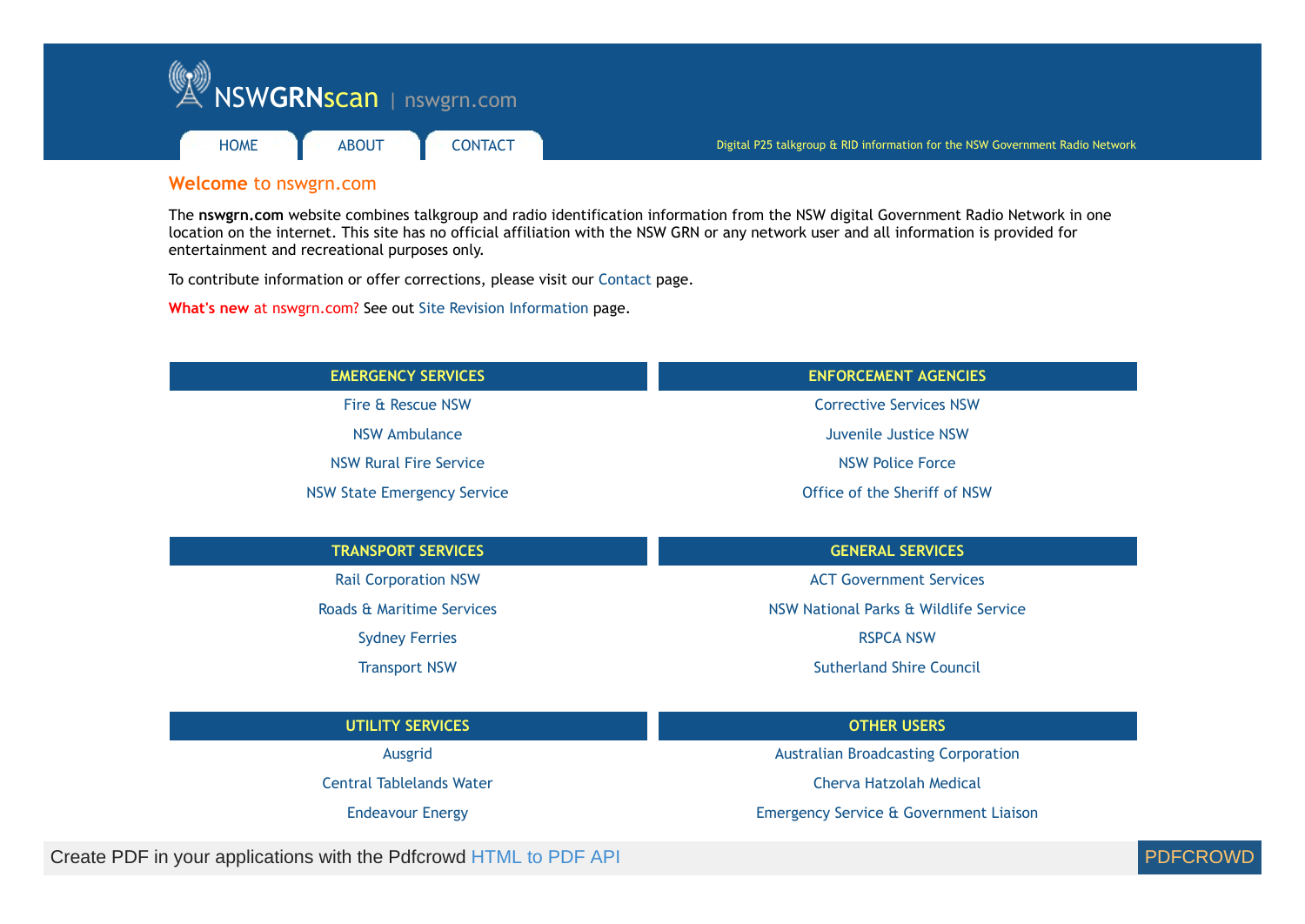NSWGRNscan | nswgrn.com

HOME | ABOUT | CONTACT

Digital P25 talkgroup & RID information for the NSW Government Radio Network

## Welcome to nswgrn.com

The **nswgrn.com** website combines talkgroup and radio identification information from the NSW digital Government Radio Network in one location on the internet. This site has no official affiliation with the NSW GRN or any network user and all information is provided for entertainment and recreational purposes only.

To contribute information or offer corrections, please visit our Contact page.

**What's new** at nswgrn.com? See out Site Revision Information page.

### EMERGENCY SERVICES

- Fire & Rescue NSW
- NSW Ambulance
- NSW Rural Fire Service
- NSW State Emergency Service

### ENFORCEMENT AGENCIES

- Corrective Services NSW
- Juvenile Justice NSW
- NSW Police Force
- Office of the Sheriff of NSW

### TRANSPORT SERVICES

- Rail Corporation NSW
- Roads & Maritime Services
- Sydney Ferries
- Transport NSW

### GENERAL SERVICES

- ACT Government Services
- NSW National Parks & Wildlife Service
- RSPCA NSW
- Sutherland Shire Council

### UTILITY SERVICES

- Ausgrid
- Central Tablelands Water
- Endeavour Energy

### OTHER USERS

- Australian Broadcasting Corporation
- Cherva Hatzolah Medical
- Emergency Service & Government Liaison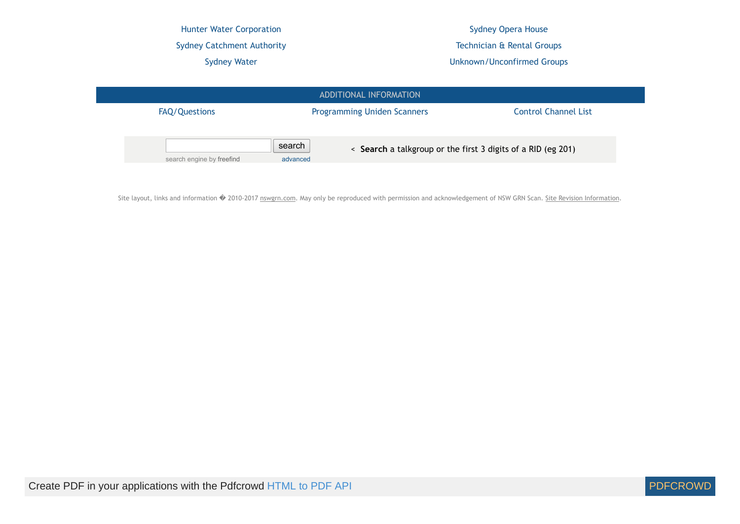| | |
|---|---|
| Hunter Water Corporation | Sydney Opera House |
| Sydney Catchment Authority | Technician & Rental Groups |
| Sydney Water | Unknown/Unconfirmed Groups |

## ADDITIONAL INFORMATION

| | | |
|---|---|---|
| FAQ/Questions | Programming Uniden Scanners | Control Channel List |

search

search engine by freefind advanced

< **Search** a talkgroup or the first 3 digits of a RID (eg 201)

Site layout, links and information � 2010-2017 nswgrn.com. May only be reproduced with permission and acknowledgement of NSW GRN Scan. Site Revision Information.